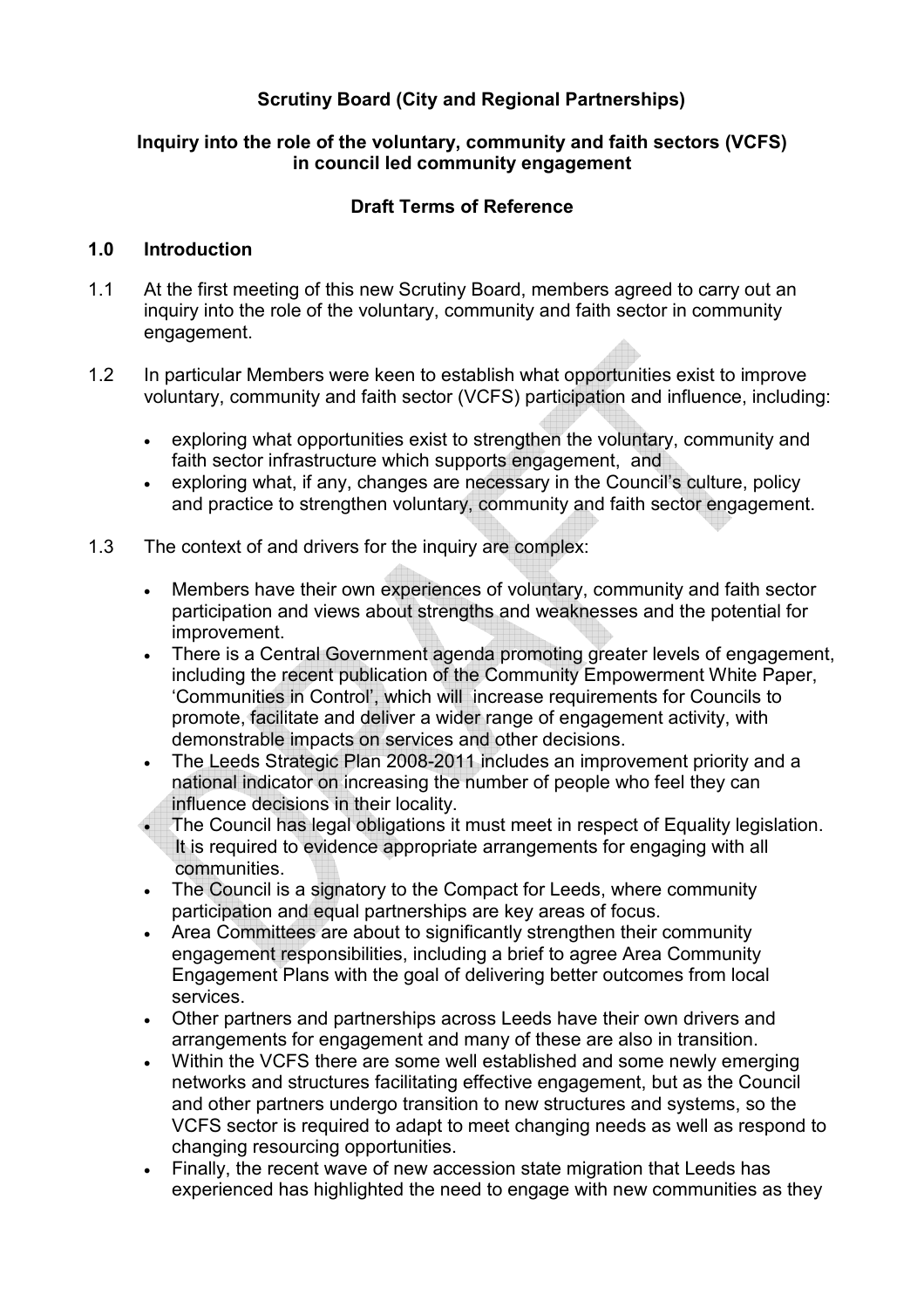**Scrutiny Board (City and Regional Partnerships)**

**Inquiry into the role of the voluntary, community and faith sectors (VCFS) in council led community engagement**

**Draft Terms of Reference**

## 1.0 Introduction

1.1 At the first meeting of this new Scrutiny Board, members agreed to carry out an inquiry into the role of the voluntary, community and faith sector in community engagement.

1.2 In particular Members were keen to establish what opportunities exist to improve voluntary, community and faith sector (VCFS) participation and influence, including:

- exploring what opportunities exist to strengthen the voluntary, community and faith sector infrastructure which supports engagement, and
- exploring what, if any, changes are necessary in the Council's culture, policy and practice to strengthen voluntary, community and faith sector engagement.

1.3 The context of and drivers for the inquiry are complex:

- Members have their own experiences of voluntary, community and faith sector participation and views about strengths and weaknesses and the potential for improvement.
- There is a Central Government agenda promoting greater levels of engagement, including the recent publication of the Community Empowerment White Paper, 'Communities in Control', which will increase requirements for Councils to promote, facilitate and deliver a wider range of engagement activity, with demonstrable impacts on services and other decisions.
- The Leeds Strategic Plan 2008-2011 includes an improvement priority and a national indicator on increasing the number of people who feel they can influence decisions in their locality.
- The Council has legal obligations it must meet in respect of Equality legislation. It is required to evidence appropriate arrangements for engaging with all communities.
- The Council is a signatory to the Compact for Leeds, where community participation and equal partnerships are key areas of focus.
- Area Committees are about to significantly strengthen their community engagement responsibilities, including a brief to agree Area Community Engagement Plans with the goal of delivering better outcomes from local services.
- Other partners and partnerships across Leeds have their own drivers and arrangements for engagement and many of these are also in transition.
- Within the VCFS there are some well established and some newly emerging networks and structures facilitating effective engagement, but as the Council and other partners undergo transition to new structures and systems, so the VCFS sector is required to adapt to meet changing needs as well as respond to changing resourcing opportunities.
- Finally, the recent wave of new accession state migration that Leeds has experienced has highlighted the need to engage with new communities as they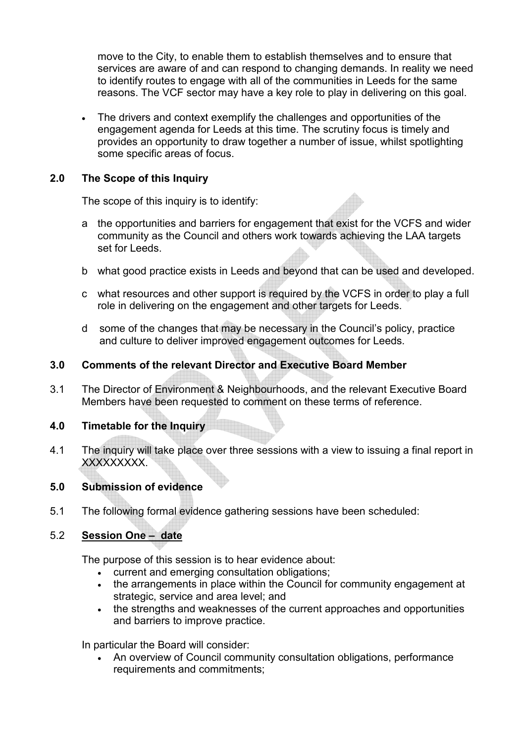move to the City, to enable them to establish themselves and to ensure that services are aware of and can respond to changing demands. In reality we need to identify routes to engage with all of the communities in Leeds for the same reasons. The VCF sector may have a key role to play in delivering on this goal.

- The drivers and context exemplify the challenges and opportunities of the engagement agenda for Leeds at this time. The scrutiny focus is timely and provides an opportunity to draw together a number of issue, whilst spotlighting some specific areas of focus.

## 2.0 The Scope of this Inquiry

The scope of this inquiry is to identify:

a the opportunities and barriers for engagement that exist for the VCFS and wider community as the Council and others work towards achieving the LAA targets set for Leeds.

b what good practice exists in Leeds and beyond that can be used and developed.

c what resources and other support is required by the VCFS in order to play a full role in delivering on the engagement and other targets for Leeds.

d some of the changes that may be necessary in the Council's policy, practice and culture to deliver improved engagement outcomes for Leeds.

## 3.0 Comments of the relevant Director and Executive Board Member

3.1 The Director of Environment & Neighbourhoods, and the relevant Executive Board Members have been requested to comment on these terms of reference.

## 4.0 Timetable for the Inquiry

4.1 The inquiry will take place over three sessions with a view to issuing a final report in XXXXXXXXX.

## 5.0 Submission of evidence

5.1 The following formal evidence gathering sessions have been scheduled:

5.2 **Session One – date**

The purpose of this session is to hear evidence about:

- current and emerging consultation obligations;
- the arrangements in place within the Council for community engagement at strategic, service and area level; and
- the strengths and weaknesses of the current approaches and opportunities and barriers to improve practice.

In particular the Board will consider:

- An overview of Council community consultation obligations, performance requirements and commitments;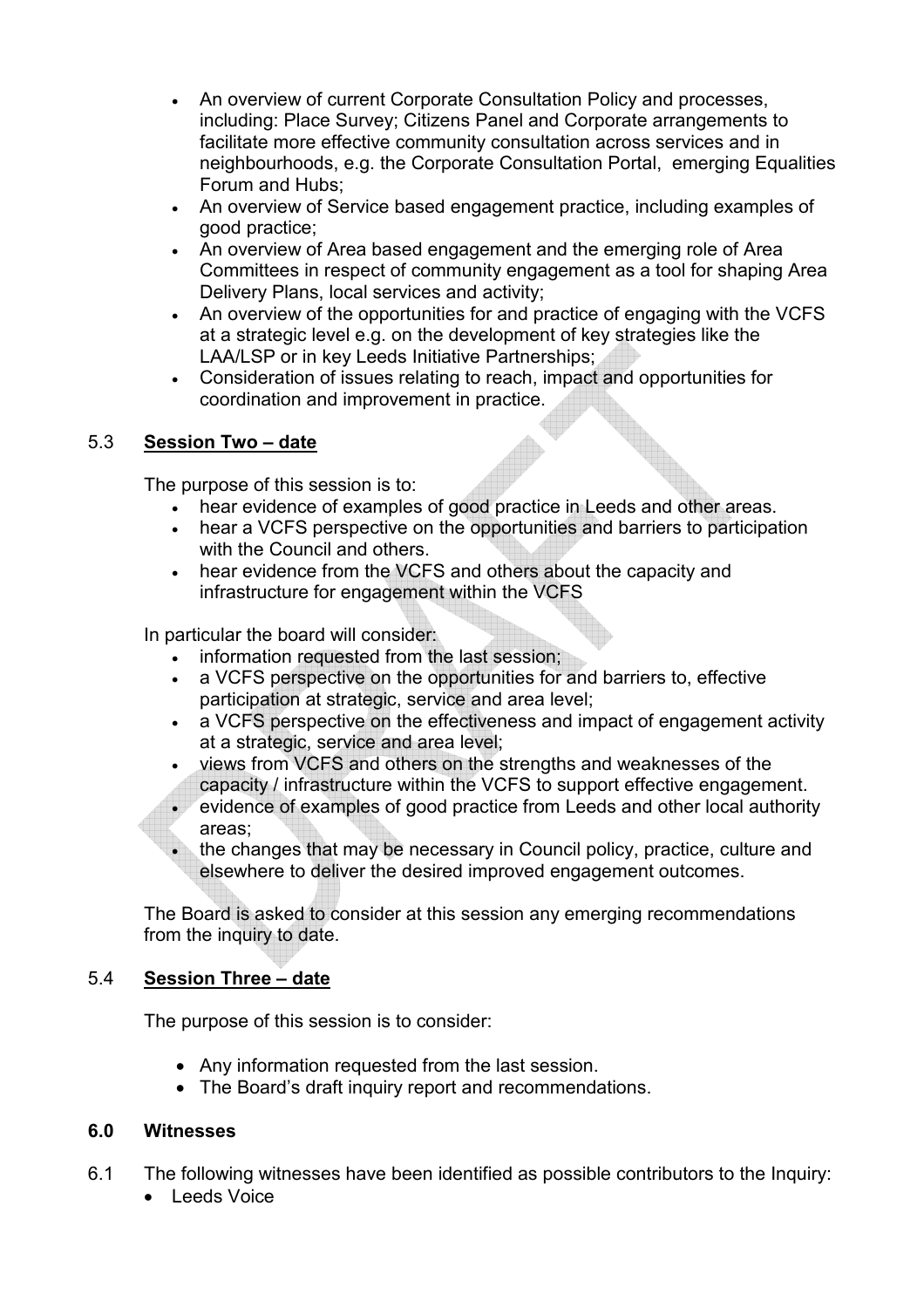- An overview of current Corporate Consultation Policy and processes, including: Place Survey; Citizens Panel and Corporate arrangements to facilitate more effective community consultation across services and in neighbourhoods, e.g. the Corporate Consultation Portal, emerging Equalities Forum and Hubs;
- An overview of Service based engagement practice, including examples of good practice;
- An overview of Area based engagement and the emerging role of Area Committees in respect of community engagement as a tool for shaping Area Delivery Plans, local services and activity;
- An overview of the opportunities for and practice of engaging with the VCFS at a strategic level e.g. on the development of key strategies like the LAA/LSP or in key Leeds Initiative Partnerships;
- Consideration of issues relating to reach, impact and opportunities for coordination and improvement in practice.

5.3 **Session Two – date**

The purpose of this session is to:

- hear evidence of examples of good practice in Leeds and other areas.
- hear a VCFS perspective on the opportunities and barriers to participation with the Council and others.
- hear evidence from the VCFS and others about the capacity and infrastructure for engagement within the VCFS

In particular the board will consider:

- information requested from the last session;
- a VCFS perspective on the opportunities for and barriers to, effective participation at strategic, service and area level;
- a VCFS perspective on the effectiveness and impact of engagement activity at a strategic, service and area level;
- views from VCFS and others on the strengths and weaknesses of the capacity / infrastructure within the VCFS to support effective engagement.
- evidence of examples of good practice from Leeds and other local authority areas;
- the changes that may be necessary in Council policy, practice, culture and elsewhere to deliver the desired improved engagement outcomes.

The Board is asked to consider at this session any emerging recommendations from the inquiry to date.

5.4 **Session Three – date**

The purpose of this session is to consider:

- Any information requested from the last session.
- The Board's draft inquiry report and recommendations.

**6.0 Witnesses**

6.1 The following witnesses have been identified as possible contributors to the Inquiry:

- Leeds Voice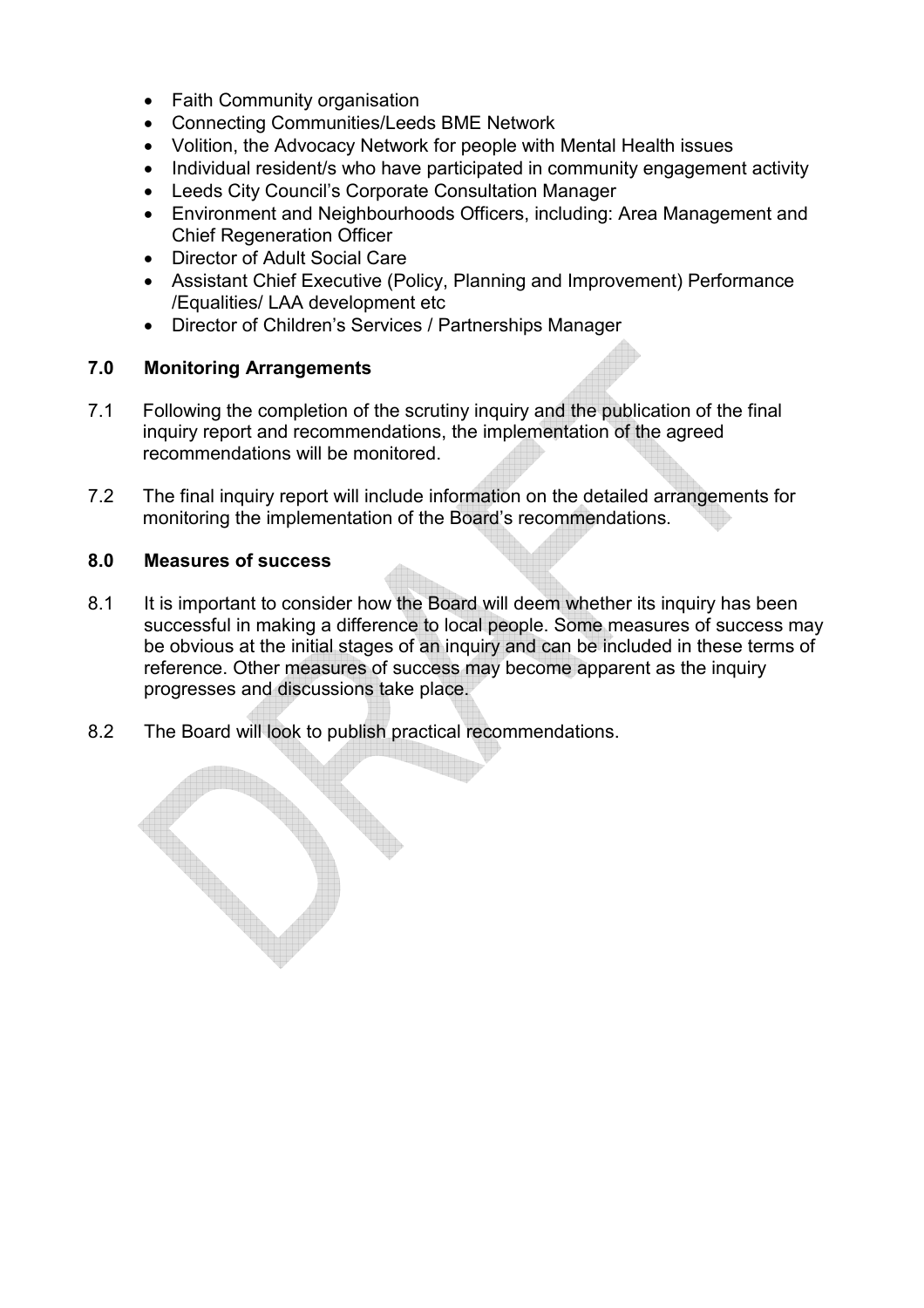- Faith Community organisation
- Connecting Communities/Leeds BME Network
- Volition, the Advocacy Network for people with Mental Health issues
- Individual resident/s who have participated in community engagement activity
- Leeds City Council's Corporate Consultation Manager
- Environment and Neighbourhoods Officers, including: Area Management and Chief Regeneration Officer
- Director of Adult Social Care
- Assistant Chief Executive (Policy, Planning and Improvement) Performance /Equalities/ LAA development etc
- Director of Children's Services / Partnerships Manager

## 7.0 Monitoring Arrangements

7.1 Following the completion of the scrutiny inquiry and the publication of the final inquiry report and recommendations, the implementation of the agreed recommendations will be monitored.

7.2 The final inquiry report will include information on the detailed arrangements for monitoring the implementation of the Board's recommendations.

## 8.0 Measures of success

8.1 It is important to consider how the Board will deem whether its inquiry has been successful in making a difference to local people. Some measures of success may be obvious at the initial stages of an inquiry and can be included in these terms of reference. Other measures of success may become apparent as the inquiry progresses and discussions take place.

8.2 The Board will look to publish practical recommendations.